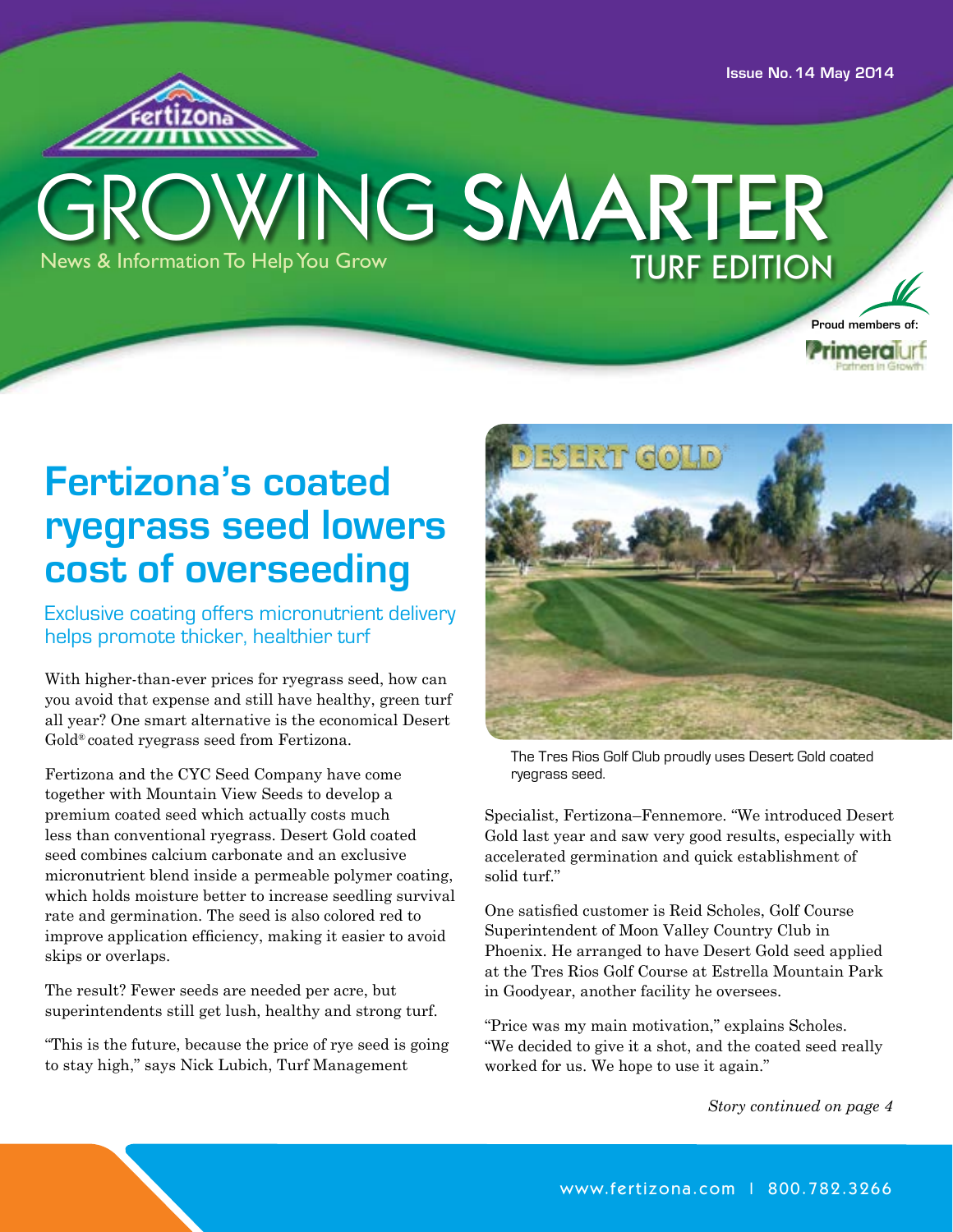Issue No. 14 May 2014

Fertizona

# GROWING SMARTER

News & Information To Help You Grow

TURF EDITION

Proud members of: PrimeraTurf Partners in Growth

## Fertizona's coated ryegrass seed lowers cost of overseeding

### Exclusive coating offers micronutrient delivery helps promote thicker, healthier turf

With higher-than-ever prices for ryegrass seed, how can you avoid that expense and still have healthy, green turf all year? One smart alternative is the economical Desert Gold® coated ryegrass seed from Fertizona.

Fertizona and the CYC Seed Company have come together with Mountain View Seeds to develop a premium coated seed which actually costs much less than conventional ryegrass. Desert Gold coated seed combines calcium carbonate and an exclusive micronutrient blend inside a permeable polymer coating, which holds moisture better to increase seedling survival rate and germination. The seed is also colored red to improve application efficiency, making it easier to avoid skips or overlaps.

The result? Fewer seeds are needed per acre, but superintendents still get lush, healthy and strong turf.

"This is the future, because the price of rye seed is going to stay high," says Nick Lubich, Turf Management Specialist, Fertizona–Fennemore. "We introduced Desert Gold last year and saw very good results, especially with accelerated germination and quick establishment of solid turf."

DESERT GOLD

The Tres Rios Golf Club proudly uses Desert Gold coated ryegrass seed.

One satisfied customer is Reid Scholes, Golf Course Superintendent of Moon Valley Country Club in Phoenix. He arranged to have Desert Gold seed applied at the Tres Rios Golf Course at Estrella Mountain Park in Goodyear, another facility he oversees.

"Price was my main motivation," explains Scholes. "We decided to give it a shot, and the coated seed really worked for us. We hope to use it again."

*Story continued on page 4*

www.fertizona.com | 800.782.3266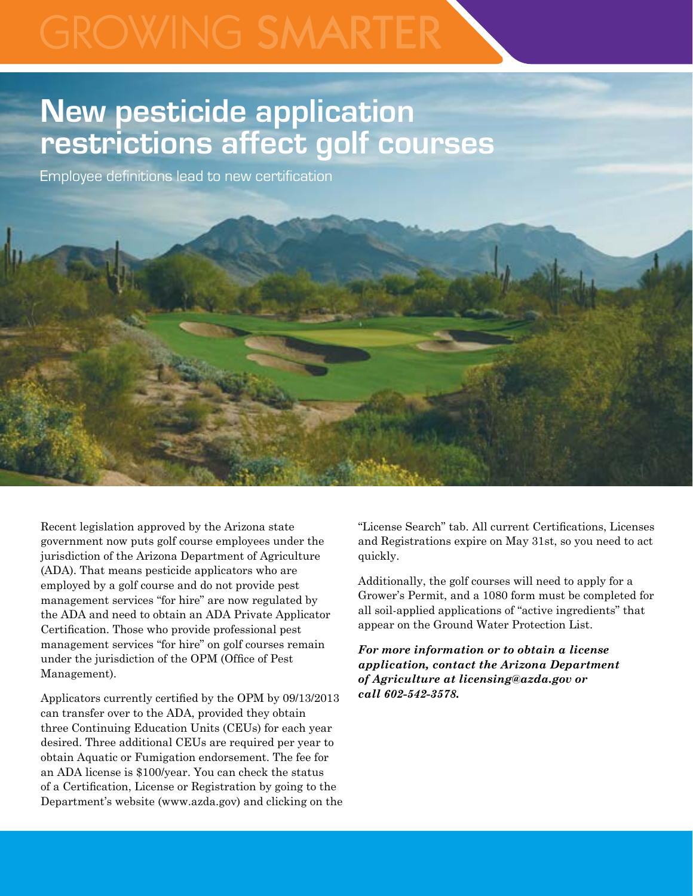# New pesticide application restrictions affect golf courses

Employee definitions lead to new certification

Recent legislation approved by the Arizona state government now puts golf course employees under the jurisdiction of the Arizona Department of Agriculture (ADA). That means pesticide applicators who are employed by a golf course and do not provide pest management services "for hire" are now regulated by the ADA and need to obtain an ADA Private Applicator Certification. Those who provide professional pest management services "for hire" on golf courses remain under the jurisdiction of the OPM (Office of Pest Management).

Applicators currently certified by the OPM by 09/13/2013 can transfer over to the ADA, provided they obtain three Continuing Education Units (CEUs) for each year desired. Three additional CEUs are required per year to obtain Aquatic or Fumigation endorsement. The fee for an ADA license is $100/year. You can check the status of a Certification, License or Registration by going to the Department's website (www.azda.gov) and clicking on the "License Search" tab. All current Certifications, Licenses and Registrations expire on May 31st, so you need to act quickly.

Additionally, the golf courses will need to apply for a Grower's Permit, and a 1080 form must be completed for all soil-applied applications of "active ingredients" that appear on the Ground Water Protection List.

***For more information or to obtain a license application, contact the Arizona Department of Agriculture at licensing@azda.gov or call 602-542-3578.***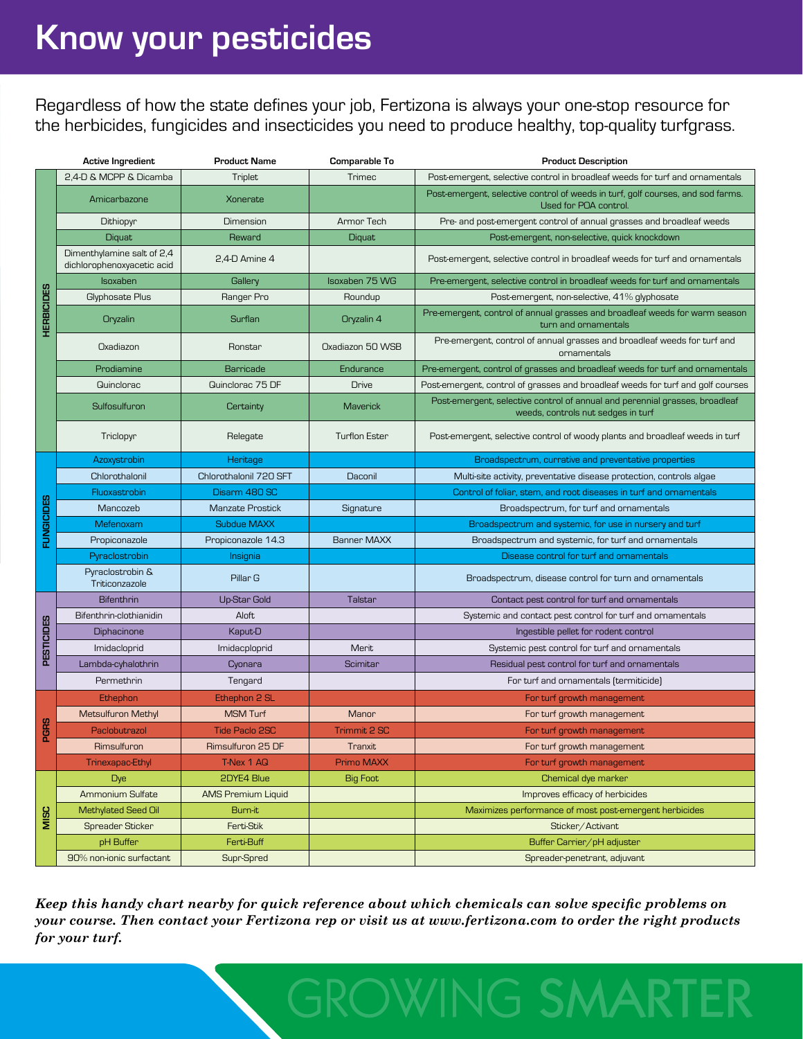# Know your pesticides

Regardless of how the state defines your job, Fertizona is always your one-stop resource for the herbicides, fungicides and insecticides you need to produce healthy, top-quality turfgrass.

| | Active Ingredient | Product Name | Comparable To | Product Description |
|---|---|---|---|---|
| HERBICIDES | 2,4-D & MCPP & Dicamba | Triplet | Trimec | Post-emergent, selective control in broadleaf weeds for turf and ornamentals |
| | Amicarbazone | Xonerate | | Post-emergent, selective control of weeds in turf, golf courses, and sod farms. Used for POA control. |
| | Dithiopyr | Dimension | Armor Tech | Pre- and post-emergent control of annual grasses and broadleaf weeds |
| | Diquat | Reward | Diquat | Post-emergent, non-selective, quick knockdown |
| | Dimenthylamine salt of 2,4 dichlorophenoxyacetic acid | 2,4-D Amine 4 | | Post-emergent, selective control in broadleaf weeds for turf and ornamentals |
| | Isoxaben | Gallery | Isoxaben 75 WG | Pre-emergent, selective control in broadleaf weeds for turf and ornamentals |
| | Glyphosate Plus | Ranger Pro | Roundup | Post-emergent, non-selective, 41% glyphosate |
| | Oryzalin | Surflan | Oryzalin 4 | Pre-emergent, control of annual grasses and broadleaf weeds for warm season turn and ornamentals |
| | Oxadiazon | Ronstar | Oxadiazon 50 WSB | Pre-emergent, control of annual grasses and broadleaf weeds for turf and ornamentals |
| | Prodiamine | Barricade | Endurance | Pre-emergent, control of grasses and broadleaf weeds for turf and ornamentals |
| | Quinclorac | Quinclorac 75 DF | Drive | Post-emergent, control of grasses and broadleaf weeds for turf and golf courses |
| | Sulfosulfuron | Certainty | Maverick | Post-emergent, selective control of annual and perennial grasses, broadleaf weeds, controls nut sedges in turf |
| | Triclopyr | Relegate | Turflon Ester | Post-emergent, selective control of woody plants and broadleaf weeds in turf |
| FUNGICIDES | Azoxystrobin | Heritage | | Broadspectrum, currative and preventative properties |
| | Chlorothalonil | Chlorothalonil 720 SFT | Daconil | Multi-site activity, preventative disease protection, controls algae |
| | Fluoxastrobin | Disarm 480 SC | | Control of foliar, stem, and root diseases in turf and ornamentals |
| | Mancozeb | Manzate Prostick | Signature | Broadspectrum, for turf and ornamentals |
| | Mefenoxam | Subdue MAXX | | Broadspectrum and systemic, for use in nursery and turf |
| | Propiconazole | Propiconazole 14.3 | Banner MAXX | Broadspectrum and systemic, for turf and ornamentals |
| | Pyraclostrobin | Insignia | | Disease control for turf and ornamentals |
| | Pyraclostrobin & Triticonazole | Pillar G | | Broadspectrum, disease control for turn and ornamentals |
| PESTICIDES | Bifenthrin | Up-Star Gold | Talstar | Contact pest control for turf and ornamentals |
| | Bifenthrin-clothianidin | Aloft | | Systemic and contact pest control for turf and ornamentals |
| | Diphacinone | Kaput-D | | Ingestible pellet for rodent control |
| | Imidacloprid | Imidacploprid | Merit | Systemic pest control for turf and ornamentals |
| | Lambda-cyhalothrin | Cyonara | Scimitar | Residual pest control for turf and ornamentals |
| | Permethrin | Tengard | | For turf and ornamentals (termiticide) |
| PGRS | Ethephon | Ethephon 2 SL | | For turf growth management |
| | Metsulfuron Methyl | MSM Turf | Manor | For turf growth management |
| | Paclobutrazol | Tide Paclo 2SC | Trimmit 2 SC | For turf growth management |
| | Rimsulfuron | Rimsulfuron 25 DF | Tranxit | For turf growth management |
| | Trinexapac-Ethyl | T-Nex 1 AQ | Primo MAXX | For turf growth management |
| MISC | Dye | 2DYE4 Blue | Big Foot | Chemical dye marker |
| | Ammonium Sulfate | AMS Premium Liquid | | Improves efficacy of herbicides |
| | Methylated Seed Oil | Burn-it | | Maximizes performance of most post-emergent herbicides |
| | Spreader Sticker | Ferti-Stik | | Sticker/Activant |
| | pH Buffer | Ferti-Buff | | Buffer Carrier/pH adjuster |
| | 90% non-ionic surfactant | Supr-Spred | | Spreader-penetrant, adjuvant |

***Keep this handy chart nearby for quick reference about which chemicals can solve specific problems on your course. Then contact your Fertizona rep or visit us at www.fertizona.com to order the right products for your turf.***

GROWING SMARTER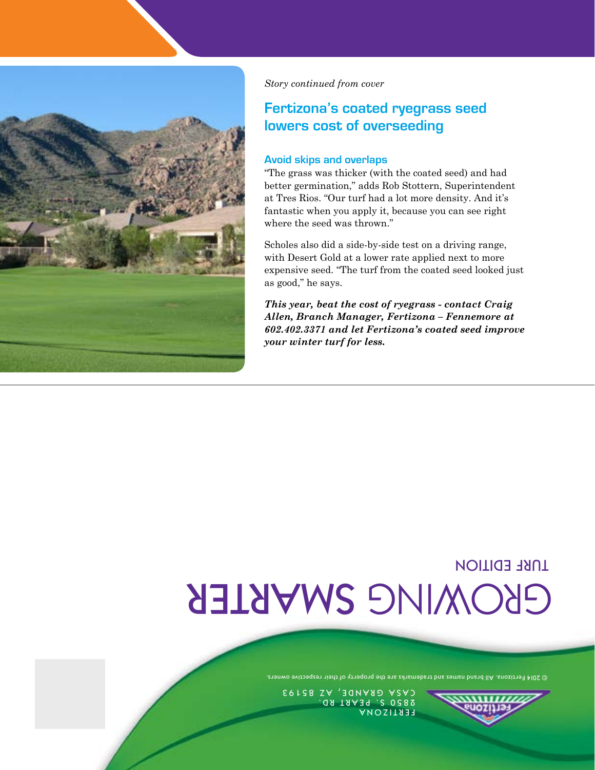*Story continued from cover*

## Fertizona's coated ryegrass seed lowers cost of overseeding

### Avoid skips and overlaps

"The grass was thicker (with the coated seed) and had better germination," adds Rob Stottern, Superintendent at Tres Rios. "Our turf had a lot more density. And it's fantastic when you apply it, because you can see right where the seed was thrown."

Scholes also did a side-by-side test on a driving range, with Desert Gold at a lower rate applied next to more expensive seed. "The turf from the coated seed looked just as good," he says.

***This year, beat the cost of ryegrass - contact Craig Allen, Branch Manager, Fertizona – Fennemore at 602.402.3371 and let Fertizona's coated seed improve your winter turf for less.***

TURF EDITION

GROWING SMARTER

© 2014 Fertizona. All brand names and trademarks are the property of their respective owners.

FERTIZONA
2850 S. PEART RD.
CASA GRANDE, AZ 85193